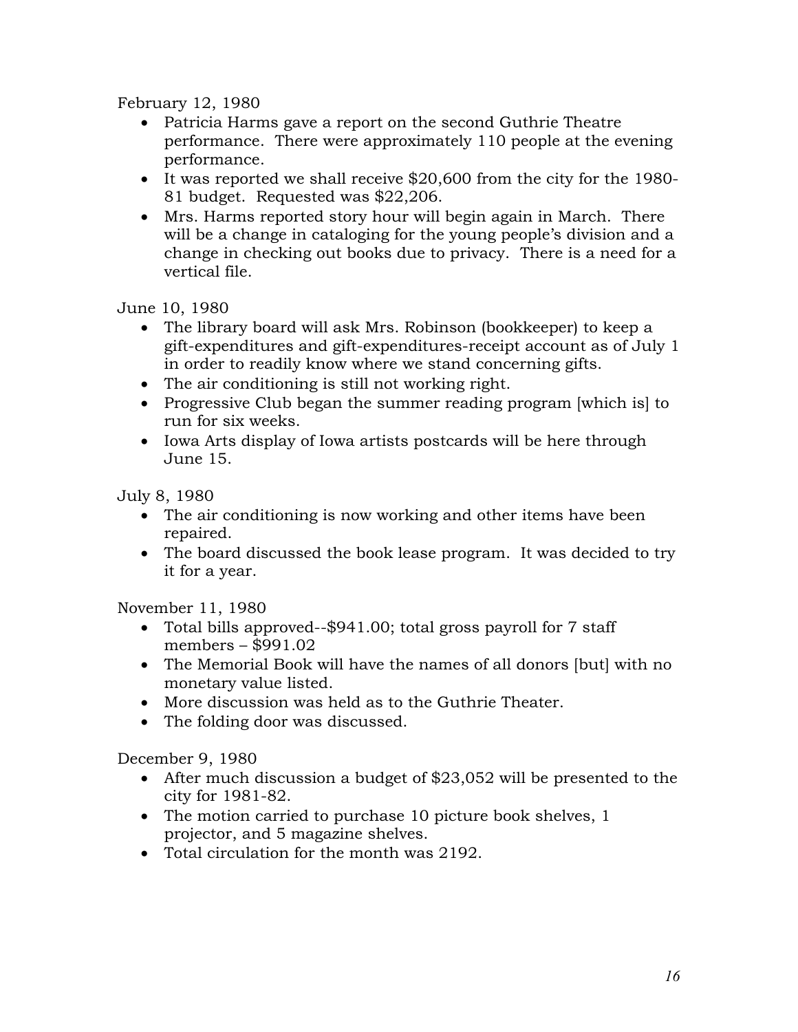February 12, 1980

- Patricia Harms gave a report on the second Guthrie Theatre performance. There were approximately 110 people at the evening performance.
- It was reported we shall receive $20,600 from the city for the 1980-81 budget. Requested was $22,206.
- Mrs. Harms reported story hour will begin again in March. There will be a change in cataloging for the young people's division and a change in checking out books due to privacy. There is a need for a vertical file.

June 10, 1980

- The library board will ask Mrs. Robinson (bookkeeper) to keep a gift-expenditures and gift-expenditures-receipt account as of July 1 in order to readily know where we stand concerning gifts.
- The air conditioning is still not working right.
- Progressive Club began the summer reading program [which is] to run for six weeks.
- Iowa Arts display of Iowa artists postcards will be here through June 15.

July 8, 1980

- The air conditioning is now working and other items have been repaired.
- The board discussed the book lease program. It was decided to try it for a year.

November 11, 1980

- Total bills approved--$941.00; total gross payroll for 7 staff members – $991.02
- The Memorial Book will have the names of all donors [but] with no monetary value listed.
- More discussion was held as to the Guthrie Theater.
- The folding door was discussed.

December 9, 1980

- After much discussion a budget of $23,052 will be presented to the city for 1981-82.
- The motion carried to purchase 10 picture book shelves, 1 projector, and 5 magazine shelves.
- Total circulation for the month was 2192.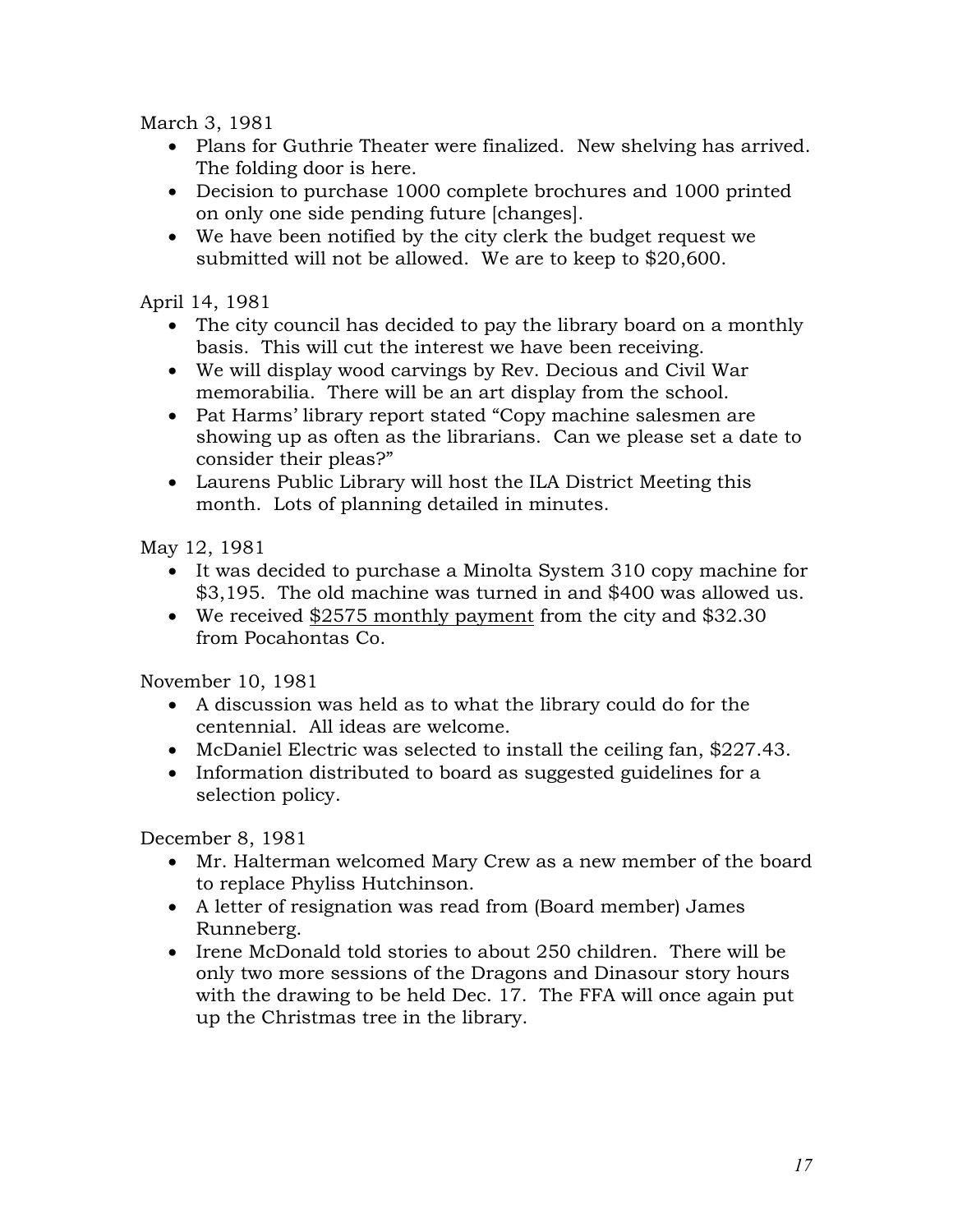March 3, 1981

- Plans for Guthrie Theater were finalized. New shelving has arrived. The folding door is here.
- Decision to purchase 1000 complete brochures and 1000 printed on only one side pending future [changes].
- We have been notified by the city clerk the budget request we submitted will not be allowed. We are to keep to $20,600.

April 14, 1981

- The city council has decided to pay the library board on a monthly basis. This will cut the interest we have been receiving.
- We will display wood carvings by Rev. Decious and Civil War memorabilia. There will be an art display from the school.
- Pat Harms' library report stated "Copy machine salesmen are showing up as often as the librarians. Can we please set a date to consider their pleas?"
- Laurens Public Library will host the ILA District Meeting this month. Lots of planning detailed in minutes.

May 12, 1981

- It was decided to purchase a Minolta System 310 copy machine for $3,195. The old machine was turned in and $400 was allowed us.
- We received <u>$2575 monthly payment</u> from the city and $32.30 from Pocahontas Co.

November 10, 1981

- A discussion was held as to what the library could do for the centennial. All ideas are welcome.
- McDaniel Electric was selected to install the ceiling fan, $227.43.
- Information distributed to board as suggested guidelines for a selection policy.

December 8, 1981

- Mr. Halterman welcomed Mary Crew as a new member of the board to replace Phyliss Hutchinson.
- A letter of resignation was read from (Board member) James Runneberg.
- Irene McDonald told stories to about 250 children. There will be only two more sessions of the Dragons and Dinasour story hours with the drawing to be held Dec. 17. The FFA will once again put up the Christmas tree in the library.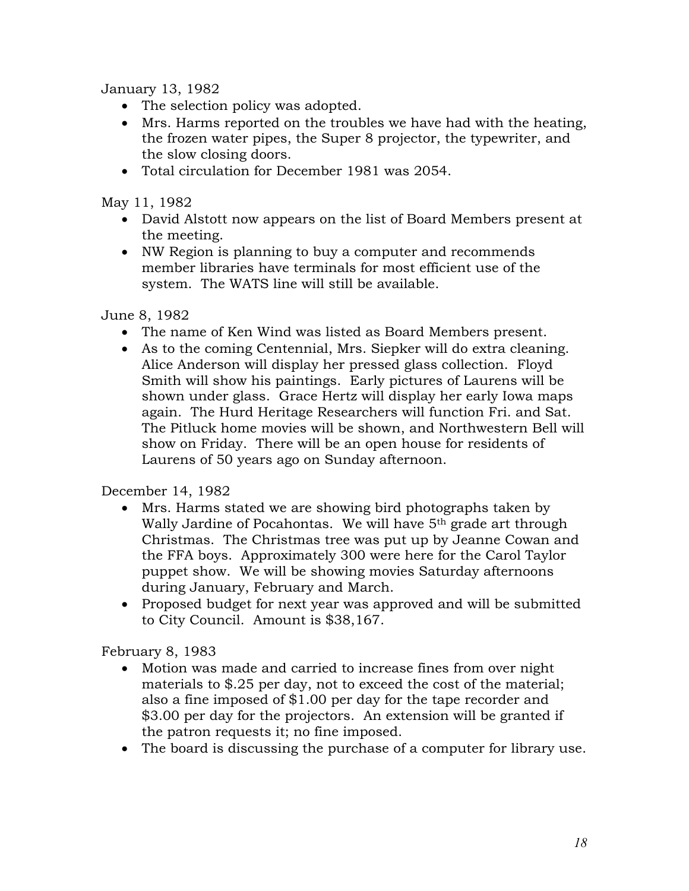January 13, 1982

- The selection policy was adopted.
- Mrs. Harms reported on the troubles we have had with the heating, the frozen water pipes, the Super 8 projector, the typewriter, and the slow closing doors.
- Total circulation for December 1981 was 2054.

May 11, 1982

- David Alstott now appears on the list of Board Members present at the meeting.
- NW Region is planning to buy a computer and recommends member libraries have terminals for most efficient use of the system. The WATS line will still be available.

June 8, 1982

- The name of Ken Wind was listed as Board Members present.
- As to the coming Centennial, Mrs. Siepker will do extra cleaning. Alice Anderson will display her pressed glass collection. Floyd Smith will show his paintings. Early pictures of Laurens will be shown under glass. Grace Hertz will display her early Iowa maps again. The Hurd Heritage Researchers will function Fri. and Sat. The Pitluck home movies will be shown, and Northwestern Bell will show on Friday. There will be an open house for residents of Laurens of 50 years ago on Sunday afternoon.

December 14, 1982

- Mrs. Harms stated we are showing bird photographs taken by Wally Jardine of Pocahontas. We will have 5th grade art through Christmas. The Christmas tree was put up by Jeanne Cowan and the FFA boys. Approximately 300 were here for the Carol Taylor puppet show. We will be showing movies Saturday afternoons during January, February and March.
- Proposed budget for next year was approved and will be submitted to City Council. Amount is $38,167.

February 8, 1983

- Motion was made and carried to increase fines from over night materials to $.25 per day, not to exceed the cost of the material; also a fine imposed of $1.00 per day for the tape recorder and $3.00 per day for the projectors. An extension will be granted if the patron requests it; no fine imposed.
- The board is discussing the purchase of a computer for library use.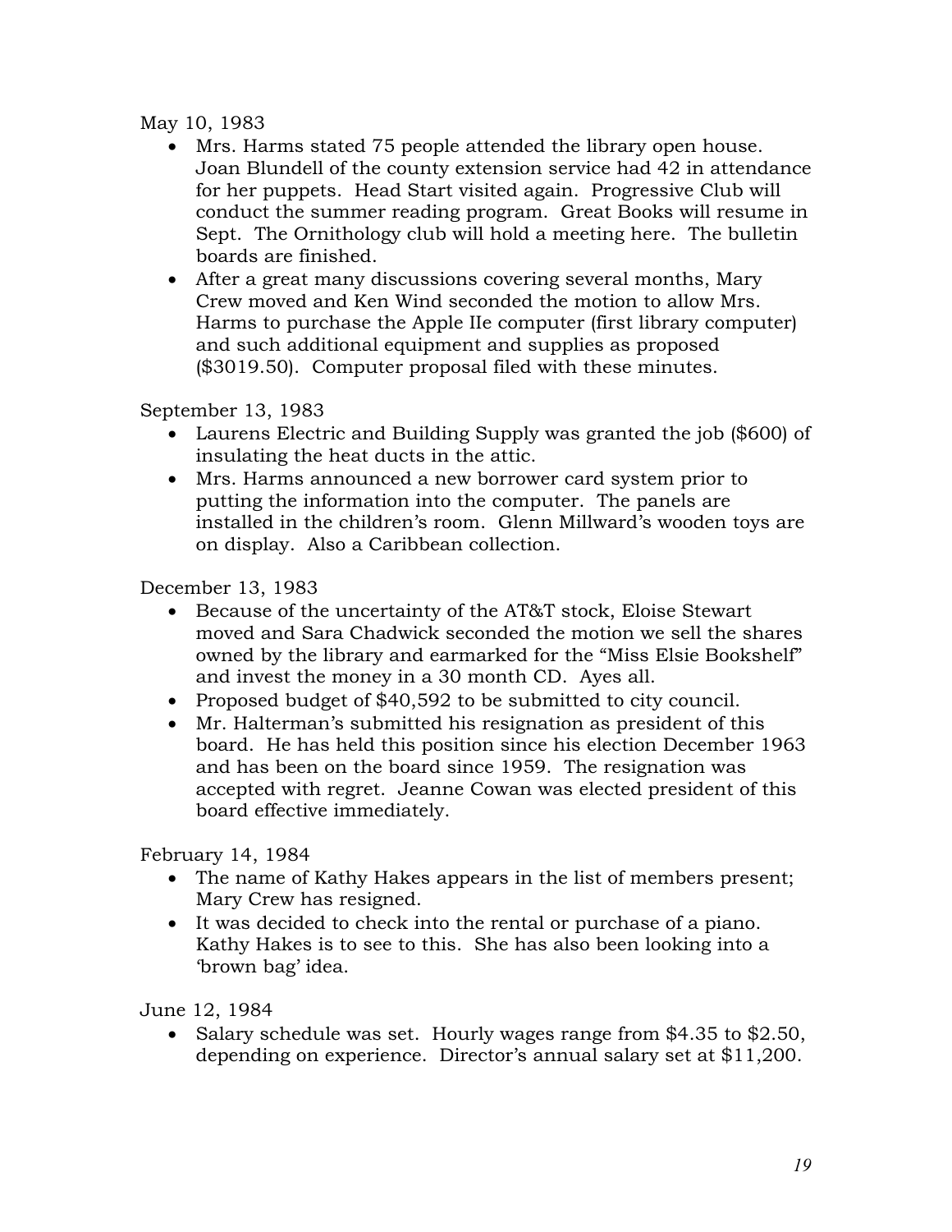May 10, 1983

- Mrs. Harms stated 75 people attended the library open house. Joan Blundell of the county extension service had 42 in attendance for her puppets. Head Start visited again. Progressive Club will conduct the summer reading program. Great Books will resume in Sept. The Ornithology club will hold a meeting here. The bulletin boards are finished.
- After a great many discussions covering several months, Mary Crew moved and Ken Wind seconded the motion to allow Mrs. Harms to purchase the Apple IIe computer (first library computer) and such additional equipment and supplies as proposed ($3019.50). Computer proposal filed with these minutes.

September 13, 1983

- Laurens Electric and Building Supply was granted the job ($600) of insulating the heat ducts in the attic.
- Mrs. Harms announced a new borrower card system prior to putting the information into the computer. The panels are installed in the children's room. Glenn Millward's wooden toys are on display. Also a Caribbean collection.

December 13, 1983

- Because of the uncertainty of the AT&T stock, Eloise Stewart moved and Sara Chadwick seconded the motion we sell the shares owned by the library and earmarked for the "Miss Elsie Bookshelf" and invest the money in a 30 month CD. Ayes all.
- Proposed budget of $40,592 to be submitted to city council.
- Mr. Halterman's submitted his resignation as president of this board. He has held this position since his election December 1963 and has been on the board since 1959. The resignation was accepted with regret. Jeanne Cowan was elected president of this board effective immediately.

February 14, 1984

- The name of Kathy Hakes appears in the list of members present; Mary Crew has resigned.
- It was decided to check into the rental or purchase of a piano. Kathy Hakes is to see to this. She has also been looking into a 'brown bag' idea.

June 12, 1984

- Salary schedule was set. Hourly wages range from $4.35 to $2.50, depending on experience. Director's annual salary set at $11,200.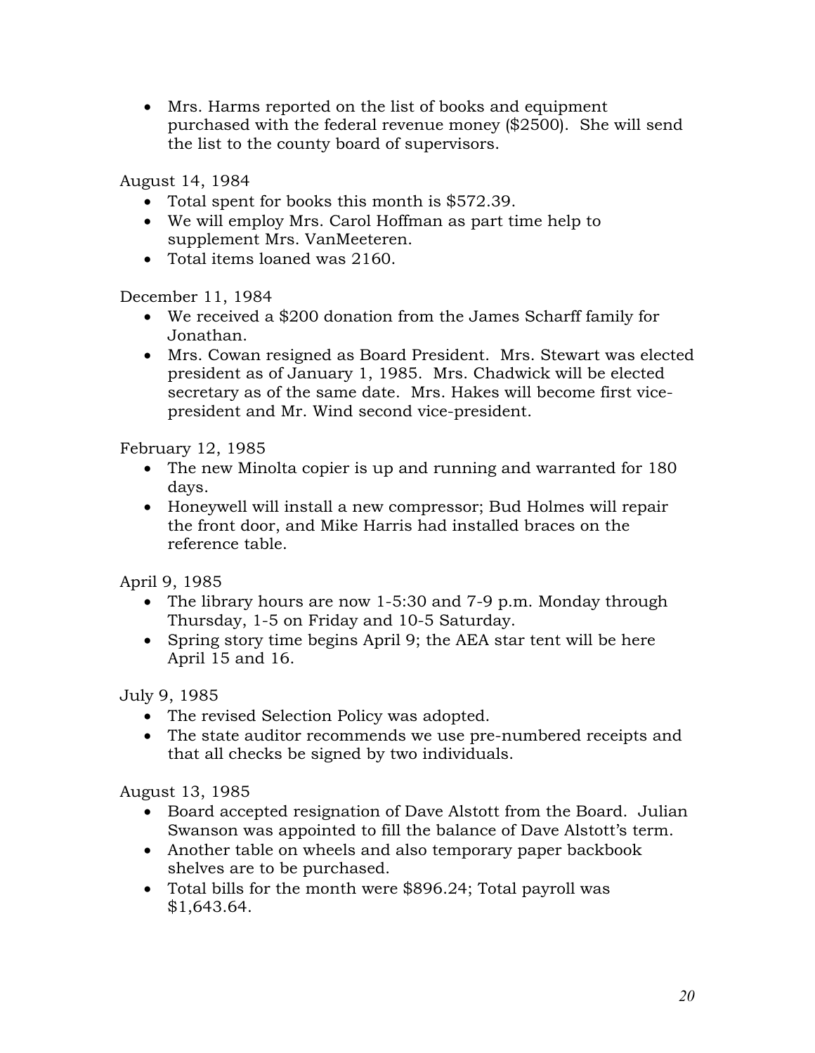- Mrs. Harms reported on the list of books and equipment purchased with the federal revenue money ($2500). She will send the list to the county board of supervisors.

August 14, 1984

- Total spent for books this month is $572.39.
- We will employ Mrs. Carol Hoffman as part time help to supplement Mrs. VanMeeteren.
- Total items loaned was 2160.

December 11, 1984

- We received a $200 donation from the James Scharff family for Jonathan.
- Mrs. Cowan resigned as Board President. Mrs. Stewart was elected president as of January 1, 1985. Mrs. Chadwick will be elected secretary as of the same date. Mrs. Hakes will become first vice-president and Mr. Wind second vice-president.

February 12, 1985

- The new Minolta copier is up and running and warranted for 180 days.
- Honeywell will install a new compressor; Bud Holmes will repair the front door, and Mike Harris had installed braces on the reference table.

April 9, 1985

- The library hours are now 1-5:30 and 7-9 p.m. Monday through Thursday, 1-5 on Friday and 10-5 Saturday.
- Spring story time begins April 9; the AEA star tent will be here April 15 and 16.

July 9, 1985

- The revised Selection Policy was adopted.
- The state auditor recommends we use pre-numbered receipts and that all checks be signed by two individuals.

August 13, 1985

- Board accepted resignation of Dave Alstott from the Board. Julian Swanson was appointed to fill the balance of Dave Alstott's term.
- Another table on wheels and also temporary paper backbook shelves are to be purchased.
- Total bills for the month were $896.24; Total payroll was $1,643.64.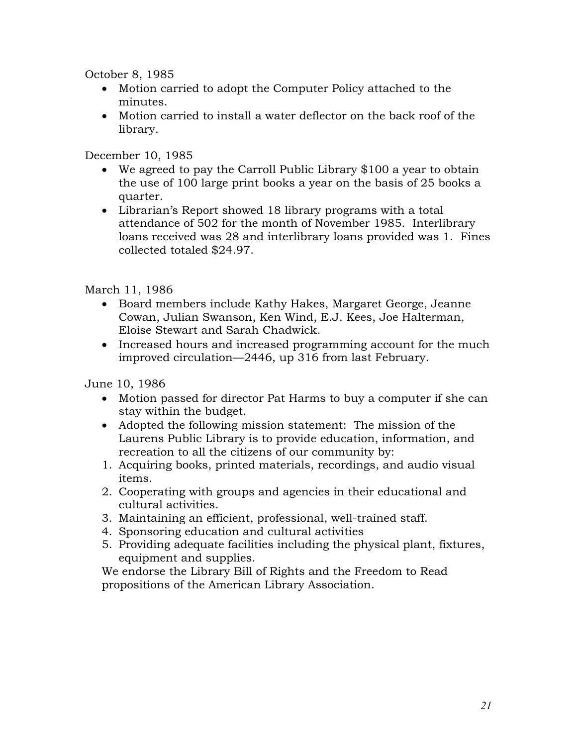October 8, 1985

- Motion carried to adopt the Computer Policy attached to the minutes.
- Motion carried to install a water deflector on the back roof of the library.

December 10, 1985

- We agreed to pay the Carroll Public Library $100 a year to obtain the use of 100 large print books a year on the basis of 25 books a quarter.
- Librarian's Report showed 18 library programs with a total attendance of 502 for the month of November 1985. Interlibrary loans received was 28 and interlibrary loans provided was 1. Fines collected totaled $24.97.

March 11, 1986

- Board members include Kathy Hakes, Margaret George, Jeanne Cowan, Julian Swanson, Ken Wind, E.J. Kees, Joe Halterman, Eloise Stewart and Sarah Chadwick.
- Increased hours and increased programming account for the much improved circulation—2446, up 316 from last February.

June 10, 1986

- Motion passed for director Pat Harms to buy a computer if she can stay within the budget.
- Adopted the following mission statement: The mission of the Laurens Public Library is to provide education, information, and recreation to all the citizens of our community by:

1. Acquiring books, printed materials, recordings, and audio visual items.
2. Cooperating with groups and agencies in their educational and cultural activities.
3. Maintaining an efficient, professional, well-trained staff.
4. Sponsoring education and cultural activities
5. Providing adequate facilities including the physical plant, fixtures, equipment and supplies.

We endorse the Library Bill of Rights and the Freedom to Read propositions of the American Library Association.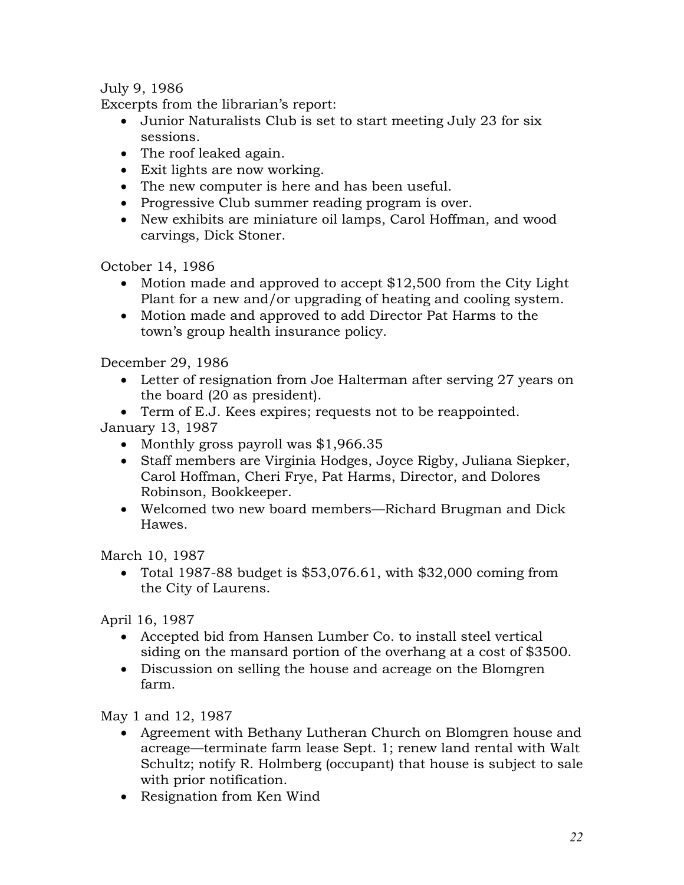July 9, 1986

Excerpts from the librarian's report:

- Junior Naturalists Club is set to start meeting July 23 for six sessions.
- The roof leaked again.
- Exit lights are now working.
- The new computer is here and has been useful.
- Progressive Club summer reading program is over.
- New exhibits are miniature oil lamps, Carol Hoffman, and wood carvings, Dick Stoner.

October 14, 1986

- Motion made and approved to accept $12,500 from the City Light Plant for a new and/or upgrading of heating and cooling system.
- Motion made and approved to add Director Pat Harms to the town's group health insurance policy.

December 29, 1986

- Letter of resignation from Joe Halterman after serving 27 years on the board (20 as president).
- Term of E.J. Kees expires; requests not to be reappointed.

January 13, 1987

- Monthly gross payroll was $1,966.35
- Staff members are Virginia Hodges, Joyce Rigby, Juliana Siepker, Carol Hoffman, Cheri Frye, Pat Harms, Director, and Dolores Robinson, Bookkeeper.
- Welcomed two new board members—Richard Brugman and Dick Hawes.

March 10, 1987

- Total 1987-88 budget is $53,076.61, with $32,000 coming from the City of Laurens.

April 16, 1987

- Accepted bid from Hansen Lumber Co. to install steel vertical siding on the mansard portion of the overhang at a cost of $3500.
- Discussion on selling the house and acreage on the Blomgren farm.

May 1 and 12, 1987

- Agreement with Bethany Lutheran Church on Blomgren house and acreage—terminate farm lease Sept. 1; renew land rental with Walt Schultz; notify R. Holmberg (occupant) that house is subject to sale with prior notification.
- Resignation from Ken Wind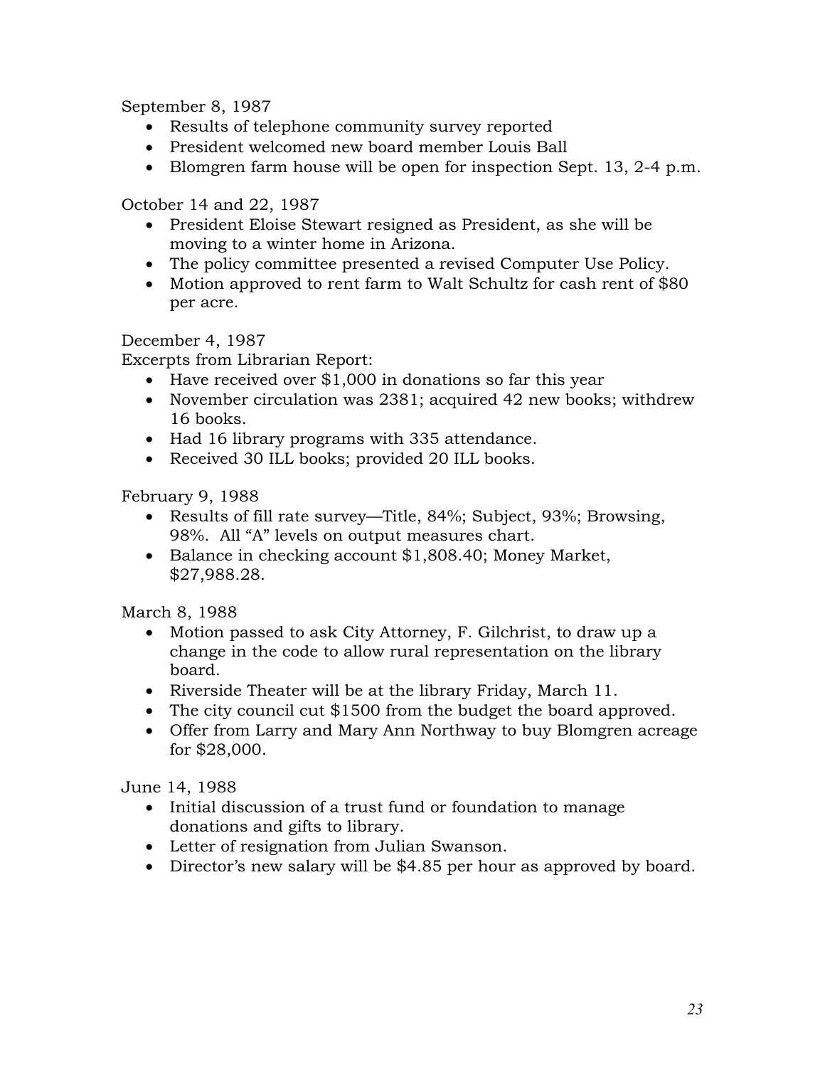September 8, 1987

- Results of telephone community survey reported
- President welcomed new board member Louis Ball
- Blomgren farm house will be open for inspection Sept. 13, 2-4 p.m.

October 14 and 22, 1987

- President Eloise Stewart resigned as President, as she will be moving to a winter home in Arizona.
- The policy committee presented a revised Computer Use Policy.
- Motion approved to rent farm to Walt Schultz for cash rent of $80 per acre.

December 4, 1987

Excerpts from Librarian Report:

- Have received over $1,000 in donations so far this year
- November circulation was 2381; acquired 42 new books; withdrew 16 books.
- Had 16 library programs with 335 attendance.
- Received 30 ILL books; provided 20 ILL books.

February 9, 1988

- Results of fill rate survey—Title, 84%; Subject, 93%; Browsing, 98%. All "A" levels on output measures chart.
- Balance in checking account $1,808.40; Money Market, $27,988.28.

March 8, 1988

- Motion passed to ask City Attorney, F. Gilchrist, to draw up a change in the code to allow rural representation on the library board.
- Riverside Theater will be at the library Friday, March 11.
- The city council cut $1500 from the budget the board approved.
- Offer from Larry and Mary Ann Northway to buy Blomgren acreage for $28,000.

June 14, 1988

- Initial discussion of a trust fund or foundation to manage donations and gifts to library.
- Letter of resignation from Julian Swanson.
- Director's new salary will be $4.85 per hour as approved by board.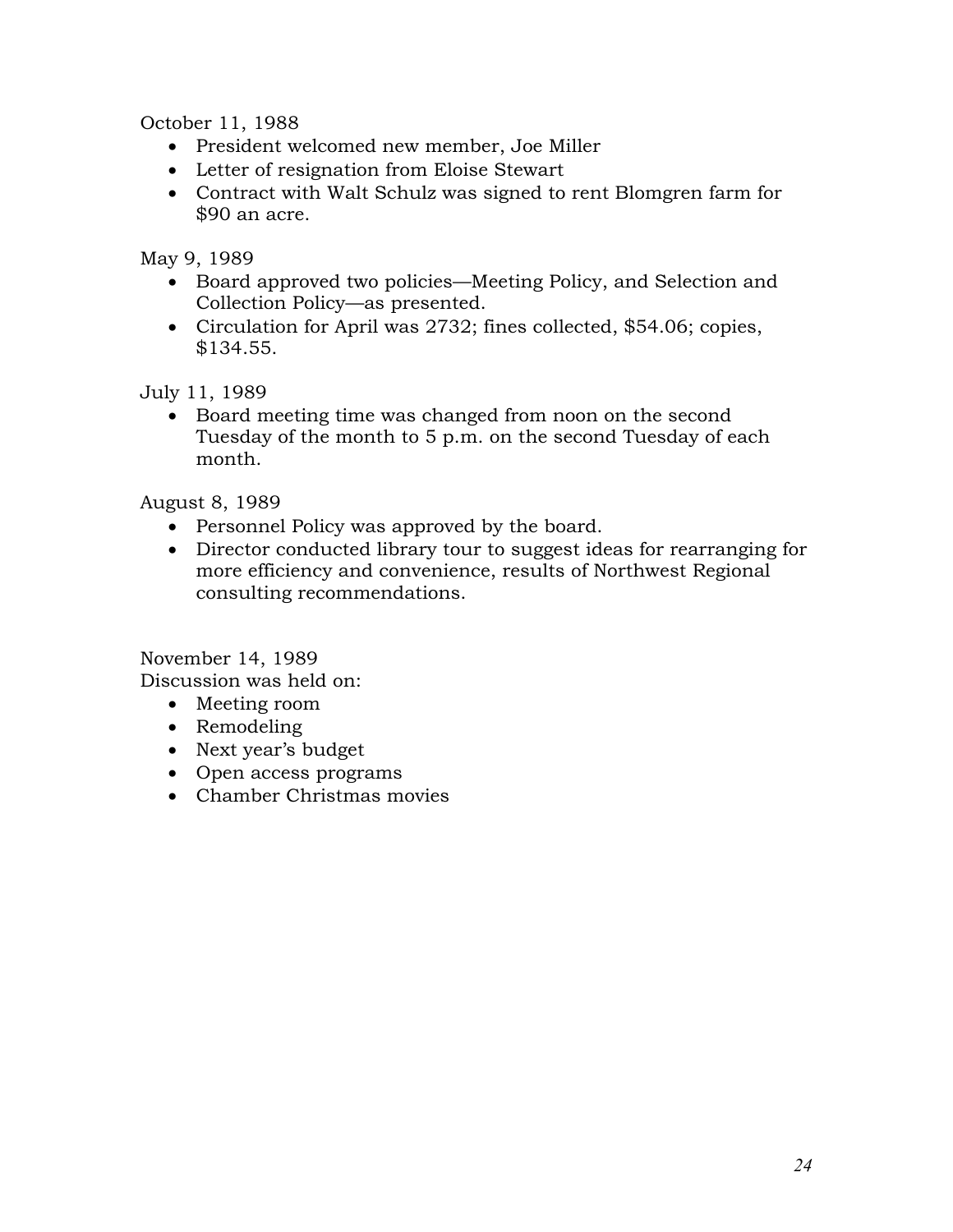October 11, 1988

- President welcomed new member, Joe Miller
- Letter of resignation from Eloise Stewart
- Contract with Walt Schulz was signed to rent Blomgren farm for $90 an acre.

May 9, 1989

- Board approved two policies—Meeting Policy, and Selection and Collection Policy—as presented.
- Circulation for April was 2732; fines collected, $54.06; copies, $134.55.

July 11, 1989

- Board meeting time was changed from noon on the second Tuesday of the month to 5 p.m. on the second Tuesday of each month.

August 8, 1989

- Personnel Policy was approved by the board.
- Director conducted library tour to suggest ideas for rearranging for more efficiency and convenience, results of Northwest Regional consulting recommendations.

November 14, 1989

Discussion was held on:

- Meeting room
- Remodeling
- Next year's budget
- Open access programs
- Chamber Christmas movies